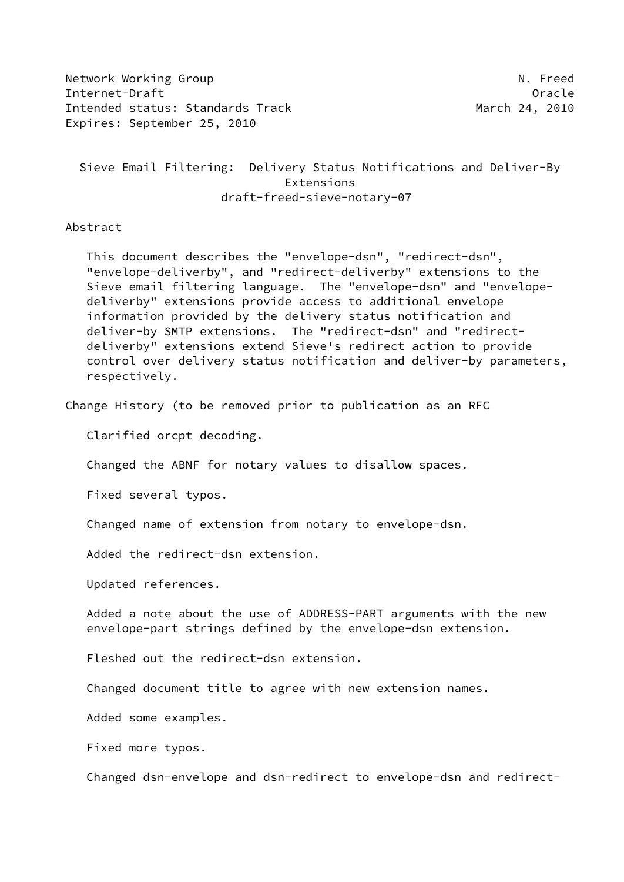Network Working Group N. Freed
Internet-Draft Oracle
Intended status: Standards Track March 24, 2010
Expires: September 25, 2010

# Sieve Email Filtering: Delivery Status Notifications and Deliver-By Extensions

draft-freed-sieve-notary-07

## Abstract

This document describes the "envelope-dsn", "redirect-dsn", "envelope-deliverby", and "redirect-deliverby" extensions to the Sieve email filtering language. The "envelope-dsn" and "envelope-deliverby" extensions provide access to additional envelope information provided by the delivery status notification and deliver-by SMTP extensions. The "redirect-dsn" and "redirect-deliverby" extensions extend Sieve's redirect action to provide control over delivery status notification and deliver-by parameters, respectively.

## Change History (to be removed prior to publication as an RFC

Clarified orcpt decoding.

Changed the ABNF for notary values to disallow spaces.

Fixed several typos.

Changed name of extension from notary to envelope-dsn.

Added the redirect-dsn extension.

Updated references.

Added a note about the use of ADDRESS-PART arguments with the new envelope-part strings defined by the envelope-dsn extension.

Fleshed out the redirect-dsn extension.

Changed document title to agree with new extension names.

Added some examples.

Fixed more typos.

Changed dsn-envelope and dsn-redirect to envelope-dsn and redirect-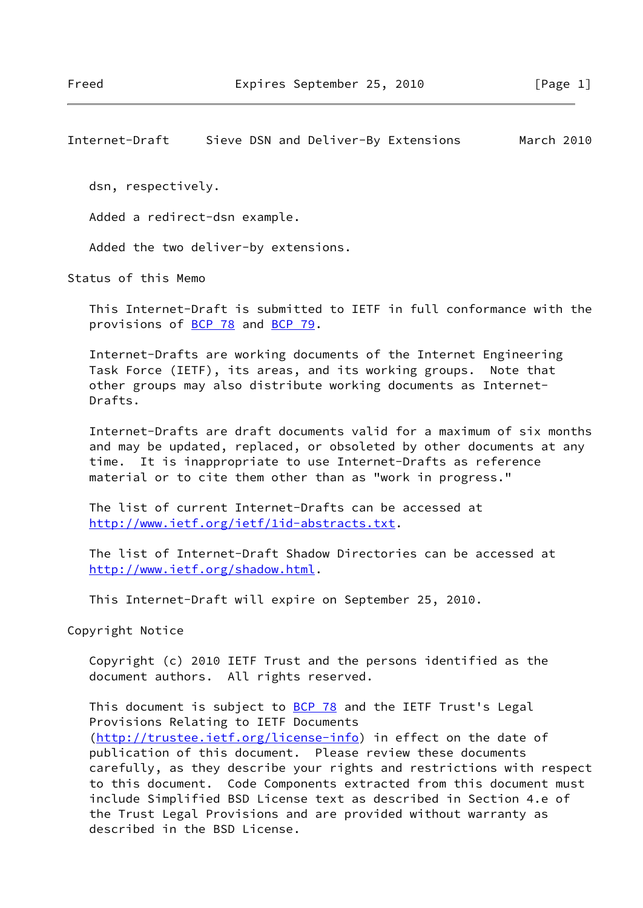dsn, respectively.

Added a redirect-dsn example.

Added the two deliver-by extensions.

## Status of this Memo

This Internet-Draft is submitted to IETF in full conformance with the provisions of BCP 78 and BCP 79.

Internet-Drafts are working documents of the Internet Engineering Task Force (IETF), its areas, and its working groups. Note that other groups may also distribute working documents as Internet-Drafts.

Internet-Drafts are draft documents valid for a maximum of six months and may be updated, replaced, or obsoleted by other documents at any time. It is inappropriate to use Internet-Drafts as reference material or to cite them other than as "work in progress."

The list of current Internet-Drafts can be accessed at http://www.ietf.org/ietf/1id-abstracts.txt.

The list of Internet-Draft Shadow Directories can be accessed at http://www.ietf.org/shadow.html.

This Internet-Draft will expire on September 25, 2010.

## Copyright Notice

Copyright (c) 2010 IETF Trust and the persons identified as the document authors. All rights reserved.

This document is subject to BCP 78 and the IETF Trust's Legal Provisions Relating to IETF Documents (http://trustee.ietf.org/license-info) in effect on the date of publication of this document. Please review these documents carefully, as they describe your rights and restrictions with respect to this document. Code Components extracted from this document must include Simplified BSD License text as described in Section 4.e of the Trust Legal Provisions and are provided without warranty as described in the BSD License.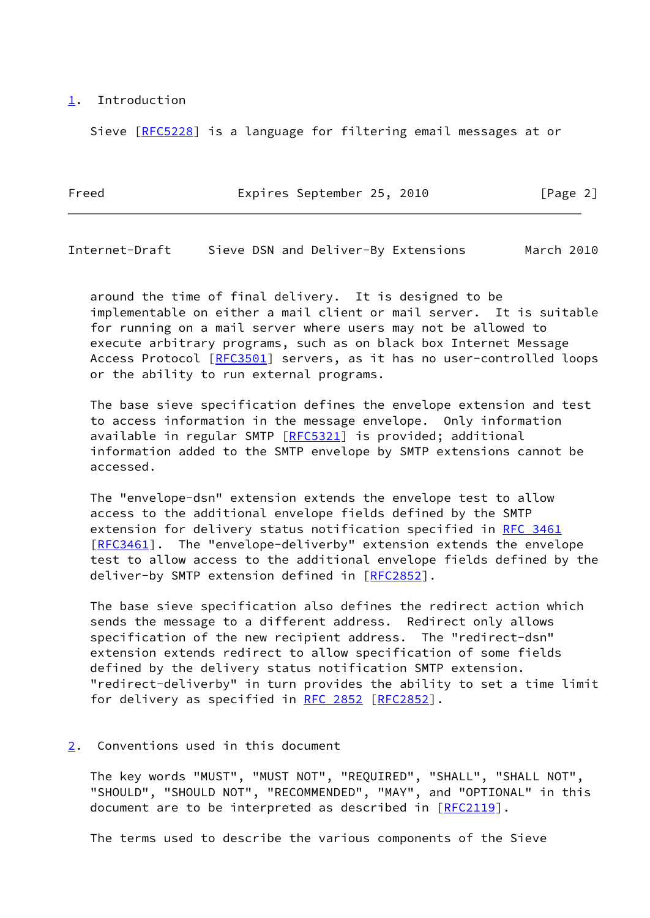## 1. Introduction

Sieve [RFC5228] is a language for filtering email messages at or around the time of final delivery. It is designed to be implementable on either a mail client or mail server. It is suitable for running on a mail server where users may not be allowed to execute arbitrary programs, such as on black box Internet Message Access Protocol [RFC3501] servers, as it has no user-controlled loops or the ability to run external programs.

The base sieve specification defines the envelope extension and test to access information in the message envelope. Only information available in regular SMTP [RFC5321] is provided; additional information added to the SMTP envelope by SMTP extensions cannot be accessed.

The "envelope-dsn" extension extends the envelope test to allow access to the additional envelope fields defined by the SMTP extension for delivery status notification specified in RFC 3461 [RFC3461]. The "envelope-deliverby" extension extends the envelope test to allow access to the additional envelope fields defined by the deliver-by SMTP extension defined in [RFC2852].

The base sieve specification also defines the redirect action which sends the message to a different address. Redirect only allows specification of the new recipient address. The "redirect-dsn" extension extends redirect to allow specification of some fields defined by the delivery status notification SMTP extension. "redirect-deliverby" in turn provides the ability to set a time limit for delivery as specified in RFC 2852 [RFC2852].

## 2. Conventions used in this document

The key words "MUST", "MUST NOT", "REQUIRED", "SHALL", "SHALL NOT", "SHOULD", "SHOULD NOT", "RECOMMENDED", "MAY", and "OPTIONAL" in this document are to be interpreted as described in [RFC2119].

The terms used to describe the various components of the Sieve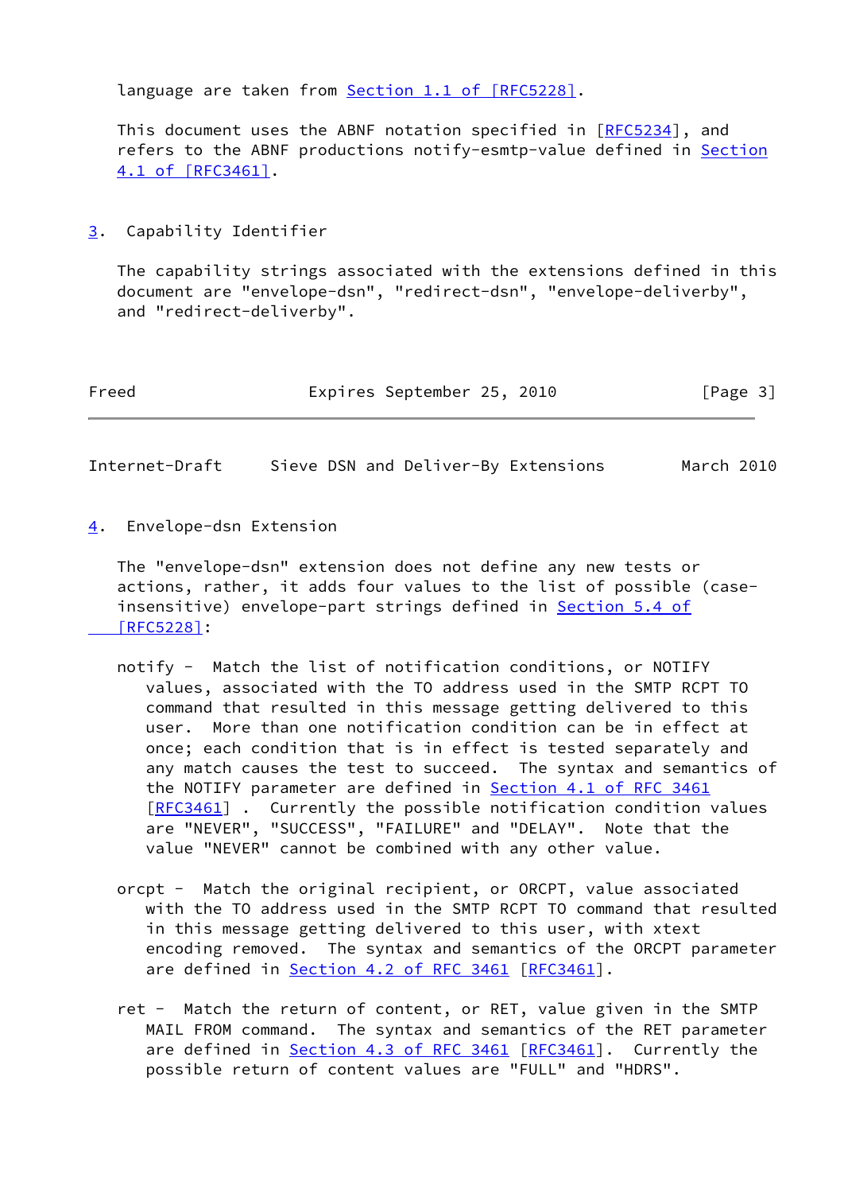language are taken from Section 1.1 of [RFC5228].

This document uses the ABNF notation specified in [RFC5234], and refers to the ABNF productions notify-esmtp-value defined in Section 4.1 of [RFC3461].

## 3. Capability Identifier

The capability strings associated with the extensions defined in this document are "envelope-dsn", "redirect-dsn", "envelope-deliverby", and "redirect-deliverby".

## 4. Envelope-dsn Extension

The "envelope-dsn" extension does not define any new tests or actions, rather, it adds four values to the list of possible (case-insensitive) envelope-part strings defined in Section 5.4 of [RFC5228]:

notify - Match the list of notification conditions, or NOTIFY values, associated with the TO address used in the SMTP RCPT TO command that resulted in this message getting delivered to this user. More than one notification condition can be in effect at once; each condition that is in effect is tested separately and any match causes the test to succeed. The syntax and semantics of the NOTIFY parameter are defined in Section 4.1 of RFC 3461 [RFC3461] . Currently the possible notification condition values are "NEVER", "SUCCESS", "FAILURE" and "DELAY". Note that the value "NEVER" cannot be combined with any other value.

orcpt - Match the original recipient, or ORCPT, value associated with the TO address used in the SMTP RCPT TO command that resulted in this message getting delivered to this user, with xtext encoding removed. The syntax and semantics of the ORCPT parameter are defined in Section 4.2 of RFC 3461 [RFC3461].

ret - Match the return of content, or RET, value given in the SMTP MAIL FROM command. The syntax and semantics of the RET parameter are defined in Section 4.3 of RFC 3461 [RFC3461]. Currently the possible return of content values are "FULL" and "HDRS".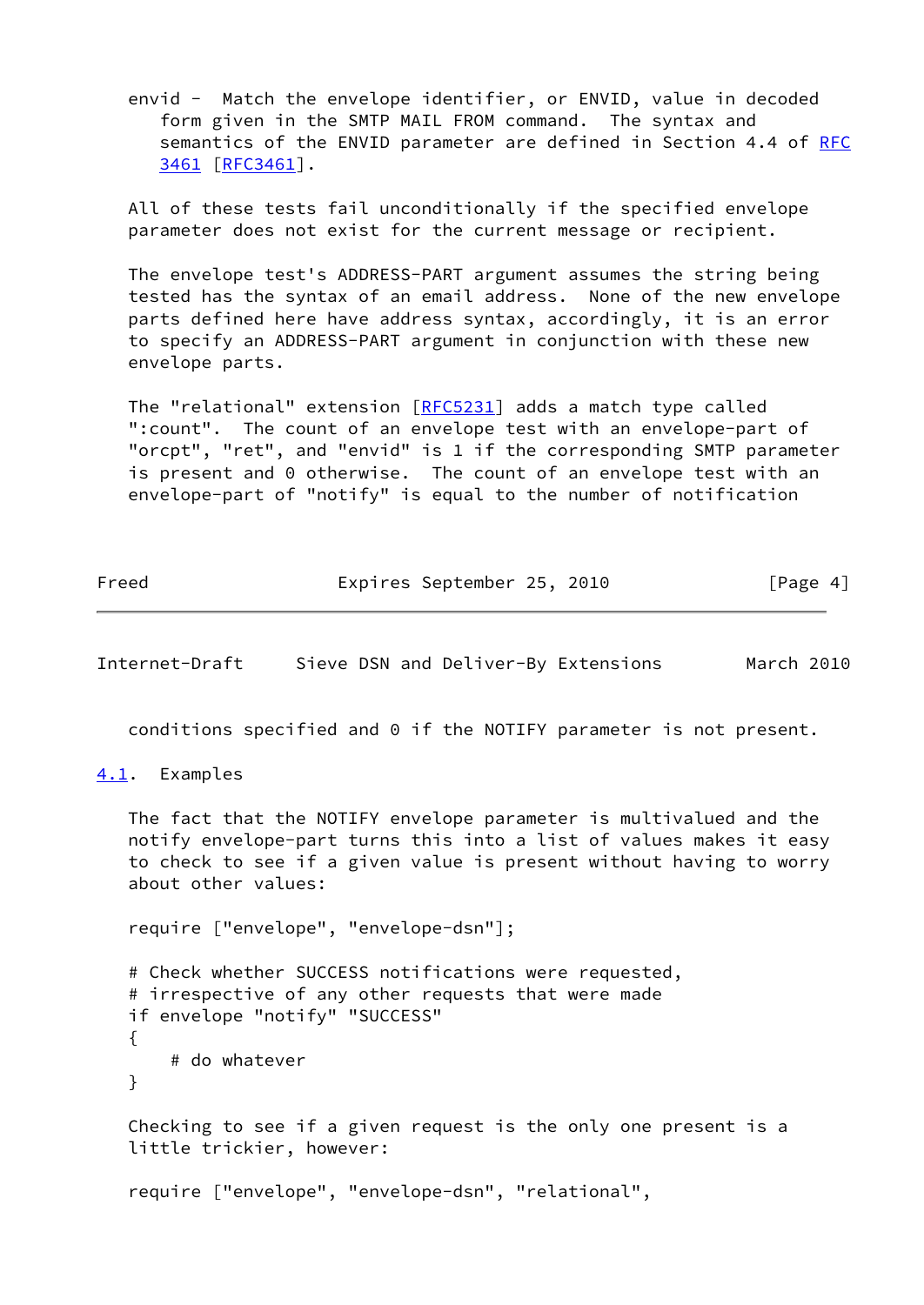envid - Match the envelope identifier, or ENVID, value in decoded form given in the SMTP MAIL FROM command. The syntax and semantics of the ENVID parameter are defined in Section 4.4 of RFC 3461 [RFC3461].

All of these tests fail unconditionally if the specified envelope parameter does not exist for the current message or recipient.

The envelope test's ADDRESS-PART argument assumes the string being tested has the syntax of an email address. None of the new envelope parts defined here have address syntax, accordingly, it is an error to specify an ADDRESS-PART argument in conjunction with these new envelope parts.

The "relational" extension [RFC5231] adds a match type called ":count". The count of an envelope test with an envelope-part of "orcpt", "ret", and "envid" is 1 if the corresponding SMTP parameter is present and 0 otherwise. The count of an envelope test with an envelope-part of "notify" is equal to the number of notification conditions specified and 0 if the NOTIFY parameter is not present.

## 4.1. Examples

The fact that the NOTIFY envelope parameter is multivalued and the notify envelope-part turns this into a list of values makes it easy to check to see if a given value is present without having to worry about other values:

```
require ["envelope", "envelope-dsn"];

# Check whether SUCCESS notifications were requested,
# irrespective of any other requests that were made
if envelope "notify" "SUCCESS"
{
    # do whatever
}
```

Checking to see if a given request is the only one present is a little trickier, however:

```
require ["envelope", "envelope-dsn", "relational",
```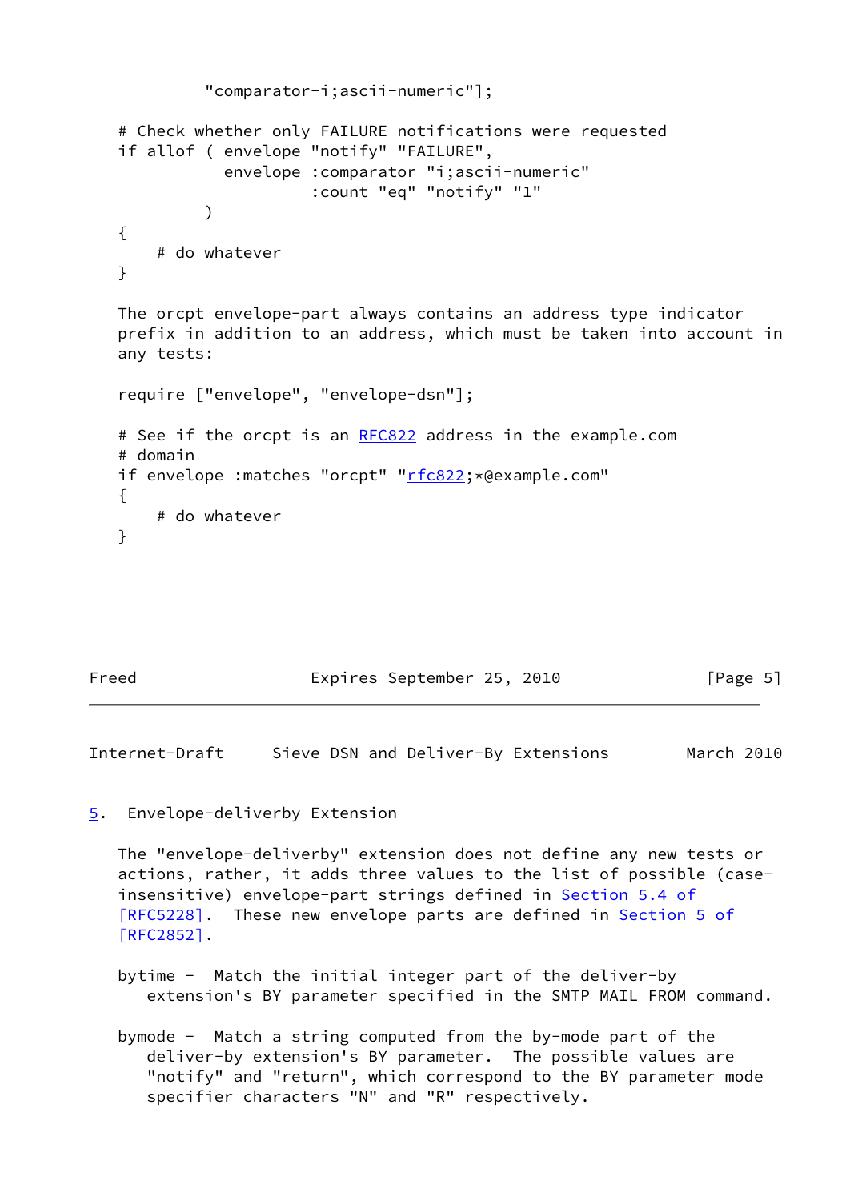```
        "comparator-i;ascii-numeric"];

# Check whether only FAILURE notifications were requested
if allof ( envelope "notify" "FAILURE",
           envelope :comparator "i;ascii-numeric"
                    :count "eq" "notify" "1"
         )
{
    # do whatever
}
```

The orcpt envelope-part always contains an address type indicator prefix in addition to an address, which must be taken into account in any tests:

```
require ["envelope", "envelope-dsn"];

# See if the orcpt is an RFC822 address in the example.com
# domain
if envelope :matches "orcpt" "rfc822;*@example.com"
{
    # do whatever
}
```

## 5. Envelope-deliverby Extension

The "envelope-deliverby" extension does not define any new tests or actions, rather, it adds three values to the list of possible (case-insensitive) envelope-part strings defined in Section 5.4 of [RFC5228]. These new envelope parts are defined in Section 5 of [RFC2852].

bytime - Match the initial integer part of the deliver-by extension's BY parameter specified in the SMTP MAIL FROM command.

bymode - Match a string computed from the by-mode part of the deliver-by extension's BY parameter. The possible values are "notify" and "return", which correspond to the BY parameter mode specifier characters "N" and "R" respectively.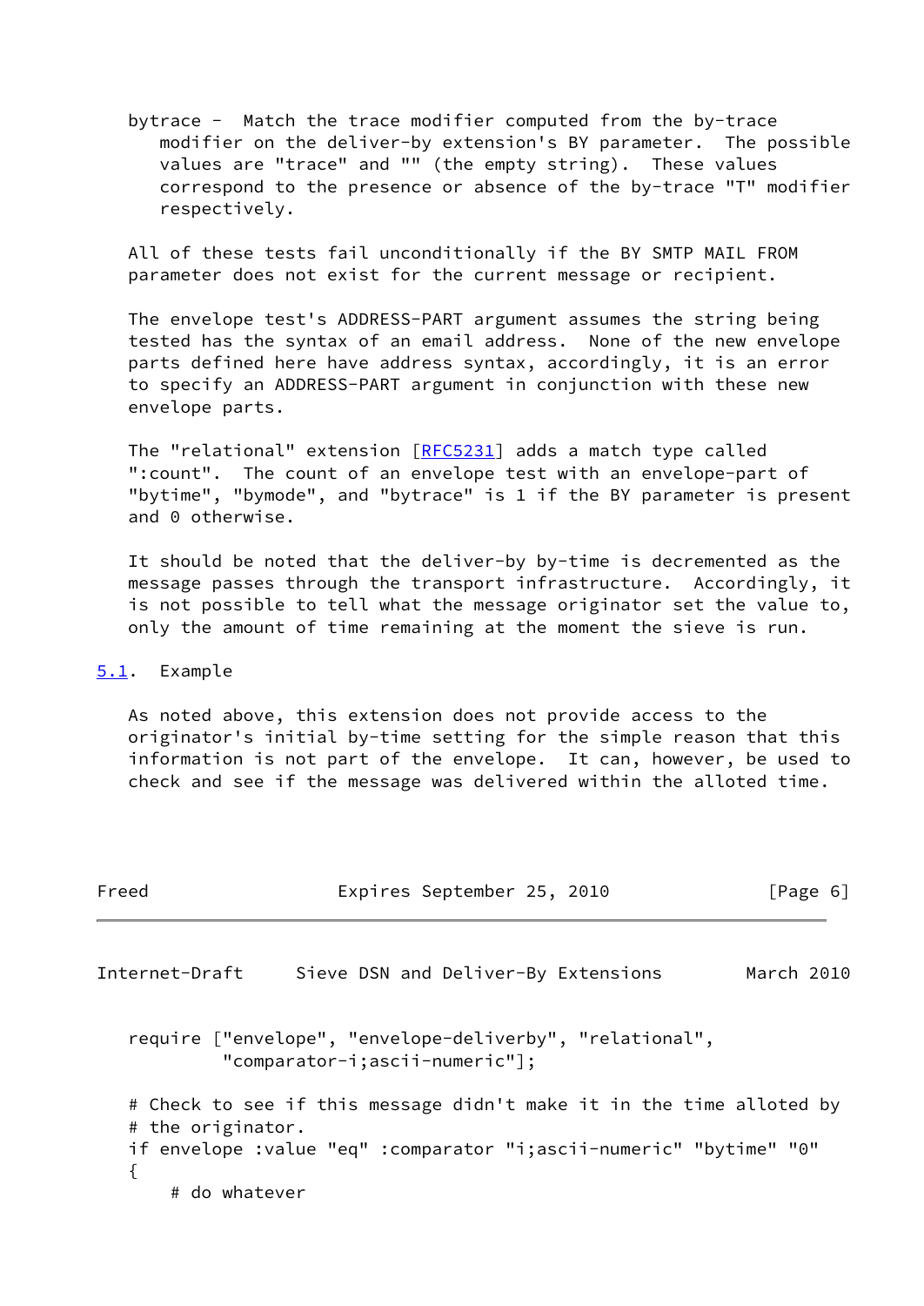bytrace - Match the trace modifier computed from the by-trace modifier on the deliver-by extension's BY parameter. The possible values are "trace" and "" (the empty string). These values correspond to the presence or absence of the by-trace "T" modifier respectively.

All of these tests fail unconditionally if the BY SMTP MAIL FROM parameter does not exist for the current message or recipient.

The envelope test's ADDRESS-PART argument assumes the string being tested has the syntax of an email address. None of the new envelope parts defined here have address syntax, accordingly, it is an error to specify an ADDRESS-PART argument in conjunction with these new envelope parts.

The "relational" extension [RFC5231] adds a match type called ":count". The count of an envelope test with an envelope-part of "bytime", "bymode", and "bytrace" is 1 if the BY parameter is present and 0 otherwise.

It should be noted that the deliver-by by-time is decremented as the message passes through the transport infrastructure. Accordingly, it is not possible to tell what the message originator set the value to, only the amount of time remaining at the moment the sieve is run.

### 5.1. Example

As noted above, this extension does not provide access to the originator's initial by-time setting for the simple reason that this information is not part of the envelope. It can, however, be used to check and see if the message was delivered within the alloted time.

```
require ["envelope", "envelope-deliverby", "relational",
         "comparator-i;ascii-numeric"];

# Check to see if this message didn't make it in the time alloted by
# the originator.
if envelope :value "eq" :comparator "i;ascii-numeric" "bytime" "0"
{
    # do whatever
```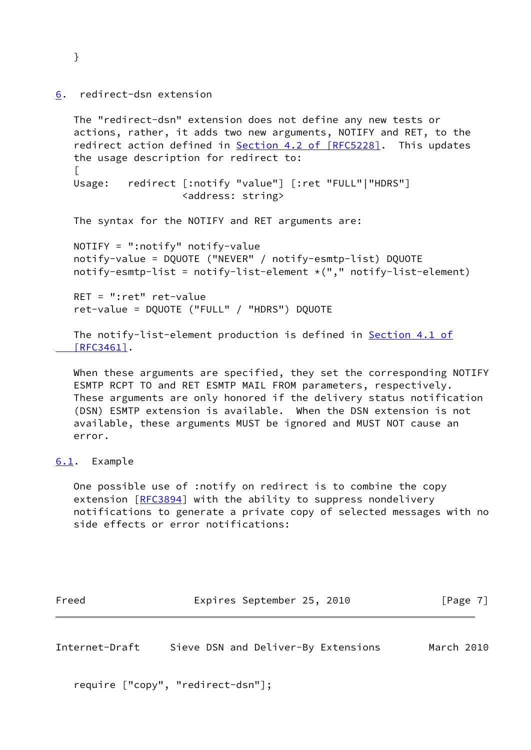```
}
```

## 6. redirect-dsn extension

The "redirect-dsn" extension does not define any new tests or actions, rather, it adds two new arguments, NOTIFY and RET, to the redirect action defined in Section 4.2 of [RFC5228]. This updates the usage description for redirect to:

```
[
Usage:   redirect [:notify "value"] [:ret "FULL"|"HDRS"]
                  <address: string>
```

The syntax for the NOTIFY and RET arguments are:

```
NOTIFY = ":notify" notify-value
notify-value = DQUOTE ("NEVER" / notify-esmtp-list) DQUOTE
notify-esmtp-list = notify-list-element *("," notify-list-element)

RET = ":ret" ret-value
ret-value = DQUOTE ("FULL" / "HDRS") DQUOTE
```

The notify-list-element production is defined in Section 4.1 of [RFC3461].

When these arguments are specified, they set the corresponding NOTIFY ESMTP RCPT TO and RET ESMTP MAIL FROM parameters, respectively. These arguments are only honored if the delivery status notification (DSN) ESMTP extension is available. When the DSN extension is not available, these arguments MUST be ignored and MUST NOT cause an error.

### 6.1. Example

One possible use of :notify on redirect is to combine the copy extension [RFC3894] with the ability to suppress nondelivery notifications to generate a private copy of selected messages with no side effects or error notifications:

```
require ["copy", "redirect-dsn"];
```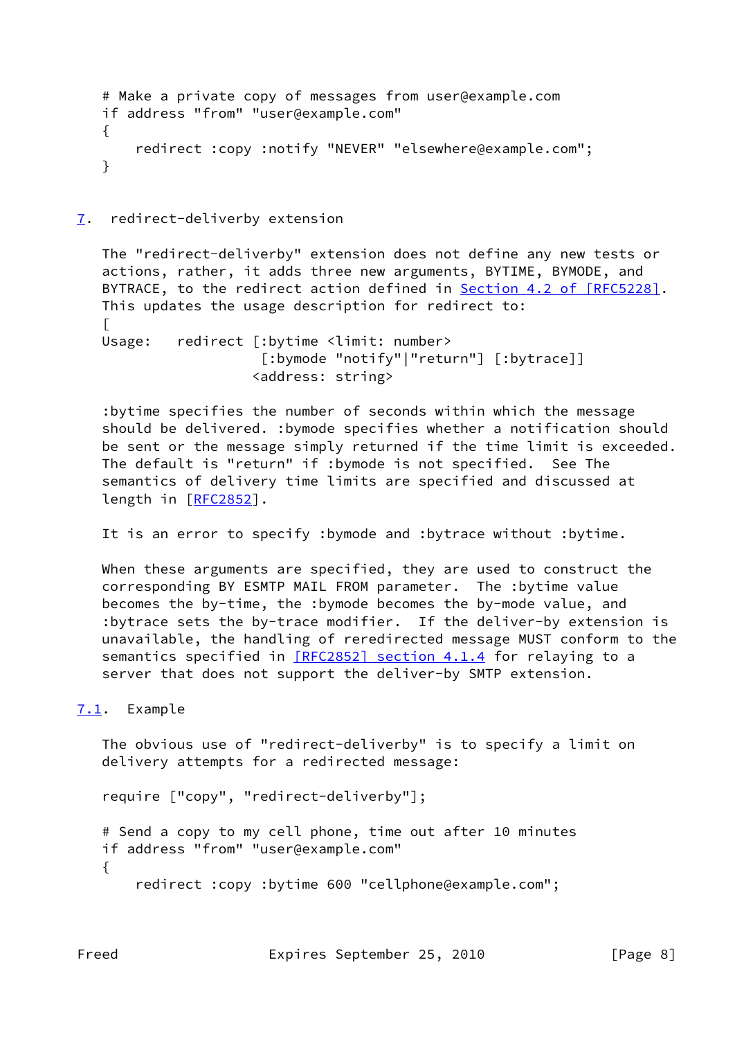```
# Make a private copy of messages from user@example.com
if address "from" "user@example.com"
{
    redirect :copy :notify "NEVER" "elsewhere@example.com";
}
```

## 7. redirect-deliverby extension

The "redirect-deliverby" extension does not define any new tests or actions, rather, it adds three new arguments, BYTIME, BYMODE, and BYTRACE, to the redirect action defined in Section 4.2 of [RFC5228]. This updates the usage description for redirect to:
[

```
Usage:   redirect [:bytime <limit: number>
                   [:bymode "notify"|"return"] [:bytrace]]
                  <address: string>
```

:bytime specifies the number of seconds within which the message should be delivered. :bymode specifies whether a notification should be sent or the message simply returned if the time limit is exceeded. The default is "return" if :bymode is not specified. See The semantics of delivery time limits are specified and discussed at length in [RFC2852].

It is an error to specify :bymode and :bytrace without :bytime.

When these arguments are specified, they are used to construct the corresponding BY ESMTP MAIL FROM parameter. The :bytime value becomes the by-time, the :bymode becomes the by-mode value, and :bytrace sets the by-trace modifier. If the deliver-by extension is unavailable, the handling of reredirected message MUST conform to the semantics specified in [RFC2852] section 4.1.4 for relaying to a server that does not support the deliver-by SMTP extension.

### 7.1. Example

The obvious use of "redirect-deliverby" is to specify a limit on delivery attempts for a redirected message:

```
require ["copy", "redirect-deliverby"];

# Send a copy to my cell phone, time out after 10 minutes
if address "from" "user@example.com"
{
    redirect :copy :bytime 600 "cellphone@example.com";
```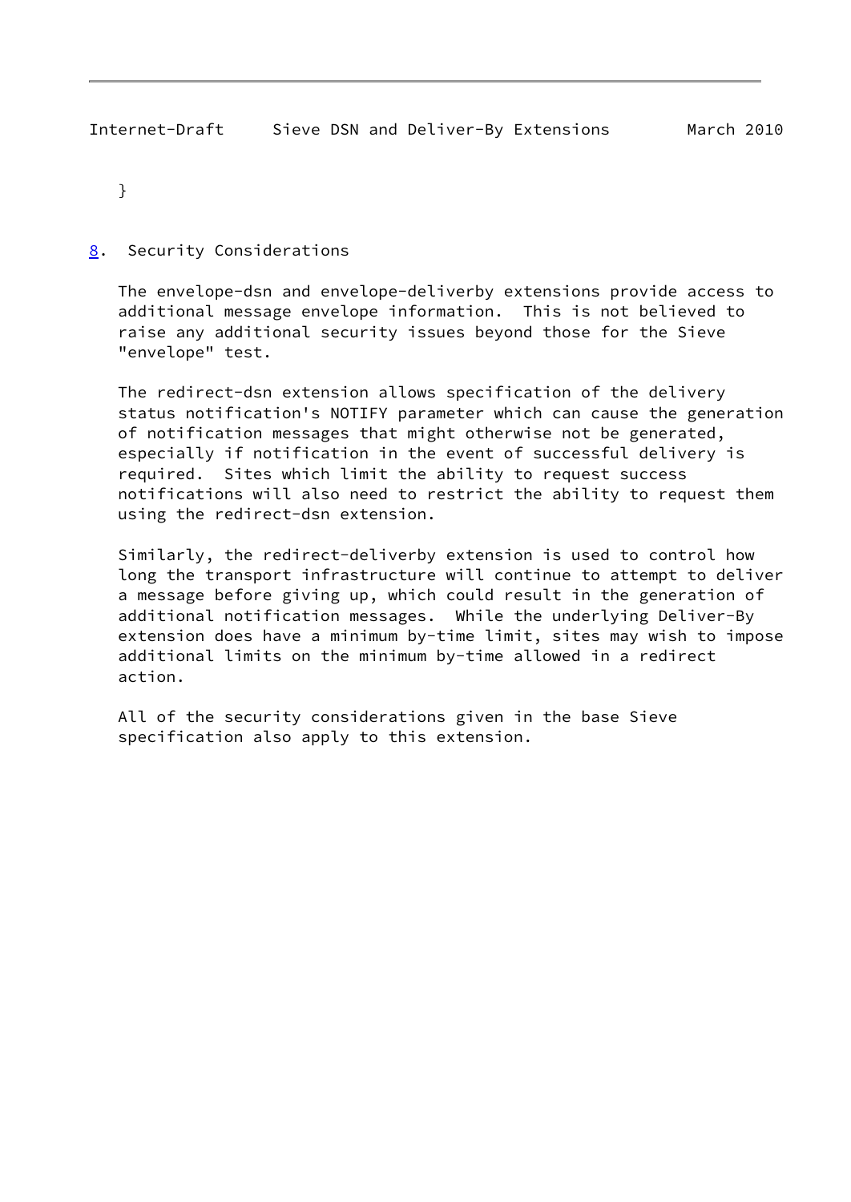```
}
```

## 8. Security Considerations

The envelope-dsn and envelope-deliverby extensions provide access to additional message envelope information. This is not believed to raise any additional security issues beyond those for the Sieve "envelope" test.

The redirect-dsn extension allows specification of the delivery status notification's NOTIFY parameter which can cause the generation of notification messages that might otherwise not be generated, especially if notification in the event of successful delivery is required. Sites which limit the ability to request success notifications will also need to restrict the ability to request them using the redirect-dsn extension.

Similarly, the redirect-deliverby extension is used to control how long the transport infrastructure will continue to attempt to deliver a message before giving up, which could result in the generation of additional notification messages. While the underlying Deliver-By extension does have a minimum by-time limit, sites may wish to impose additional limits on the minimum by-time allowed in a redirect action.

All of the security considerations given in the base Sieve specification also apply to this extension.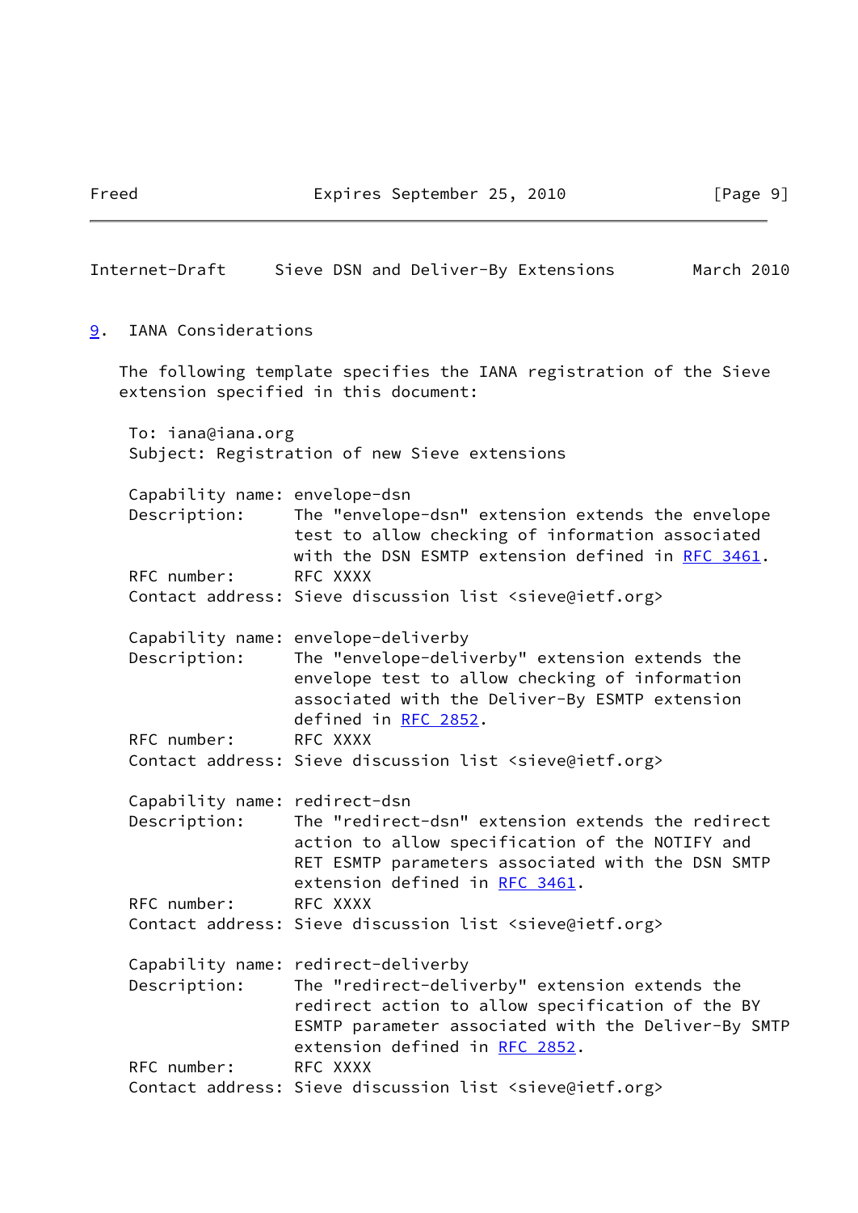## 9. IANA Considerations

The following template specifies the IANA registration of the Sieve extension specified in this document:

```
To: iana@iana.org
Subject: Registration of new Sieve extensions

Capability name: envelope-dsn
Description:     The "envelope-dsn" extension extends the envelope
                 test to allow checking of information associated
                 with the DSN ESMTP extension defined in RFC 3461.
RFC number:      RFC XXXX
Contact address: Sieve discussion list <sieve@ietf.org>

Capability name: envelope-deliverby
Description:     The "envelope-deliverby" extension extends the
                 envelope test to allow checking of information
                 associated with the Deliver-By ESMTP extension
                 defined in RFC 2852.
RFC number:      RFC XXXX
Contact address: Sieve discussion list <sieve@ietf.org>

Capability name: redirect-dsn
Description:     The "redirect-dsn" extension extends the redirect
                 action to allow specification of the NOTIFY and
                 RET ESMTP parameters associated with the DSN SMTP
                 extension defined in RFC 3461.
RFC number:      RFC XXXX
Contact address: Sieve discussion list <sieve@ietf.org>

Capability name: redirect-deliverby
Description:     The "redirect-deliverby" extension extends the
                 redirect action to allow specification of the BY
                 ESMTP parameter associated with the Deliver-By SMTP
                 extension defined in RFC 2852.
RFC number:      RFC XXXX
Contact address: Sieve discussion list <sieve@ietf.org>
```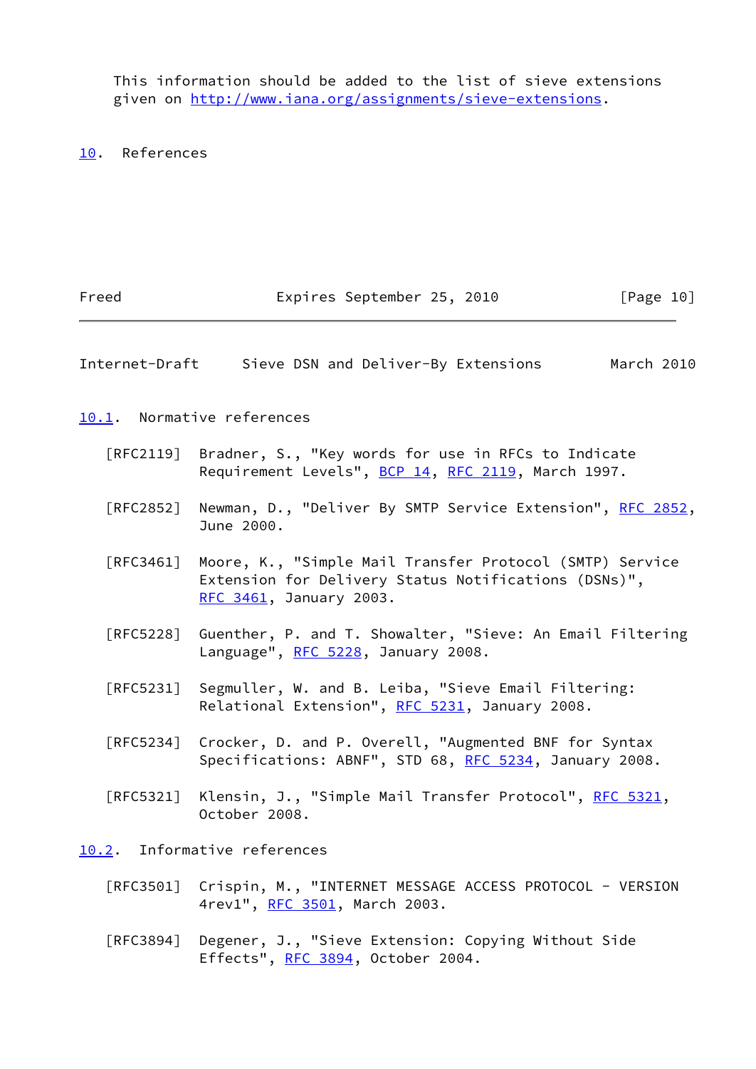This information should be added to the list of sieve extensions given on http://www.iana.org/assignments/sieve-extensions.

# 10. References

## 10.1. Normative references

[RFC2119] Bradner, S., "Key words for use in RFCs to Indicate Requirement Levels", BCP 14, RFC 2119, March 1997.

[RFC2852] Newman, D., "Deliver By SMTP Service Extension", RFC 2852, June 2000.

[RFC3461] Moore, K., "Simple Mail Transfer Protocol (SMTP) Service Extension for Delivery Status Notifications (DSNs)", RFC 3461, January 2003.

[RFC5228] Guenther, P. and T. Showalter, "Sieve: An Email Filtering Language", RFC 5228, January 2008.

[RFC5231] Segmuller, W. and B. Leiba, "Sieve Email Filtering: Relational Extension", RFC 5231, January 2008.

[RFC5234] Crocker, D. and P. Overell, "Augmented BNF for Syntax Specifications: ABNF", STD 68, RFC 5234, January 2008.

[RFC5321] Klensin, J., "Simple Mail Transfer Protocol", RFC 5321, October 2008.

## 10.2. Informative references

[RFC3501] Crispin, M., "INTERNET MESSAGE ACCESS PROTOCOL - VERSION 4rev1", RFC 3501, March 2003.

[RFC3894] Degener, J., "Sieve Extension: Copying Without Side Effects", RFC 3894, October 2004.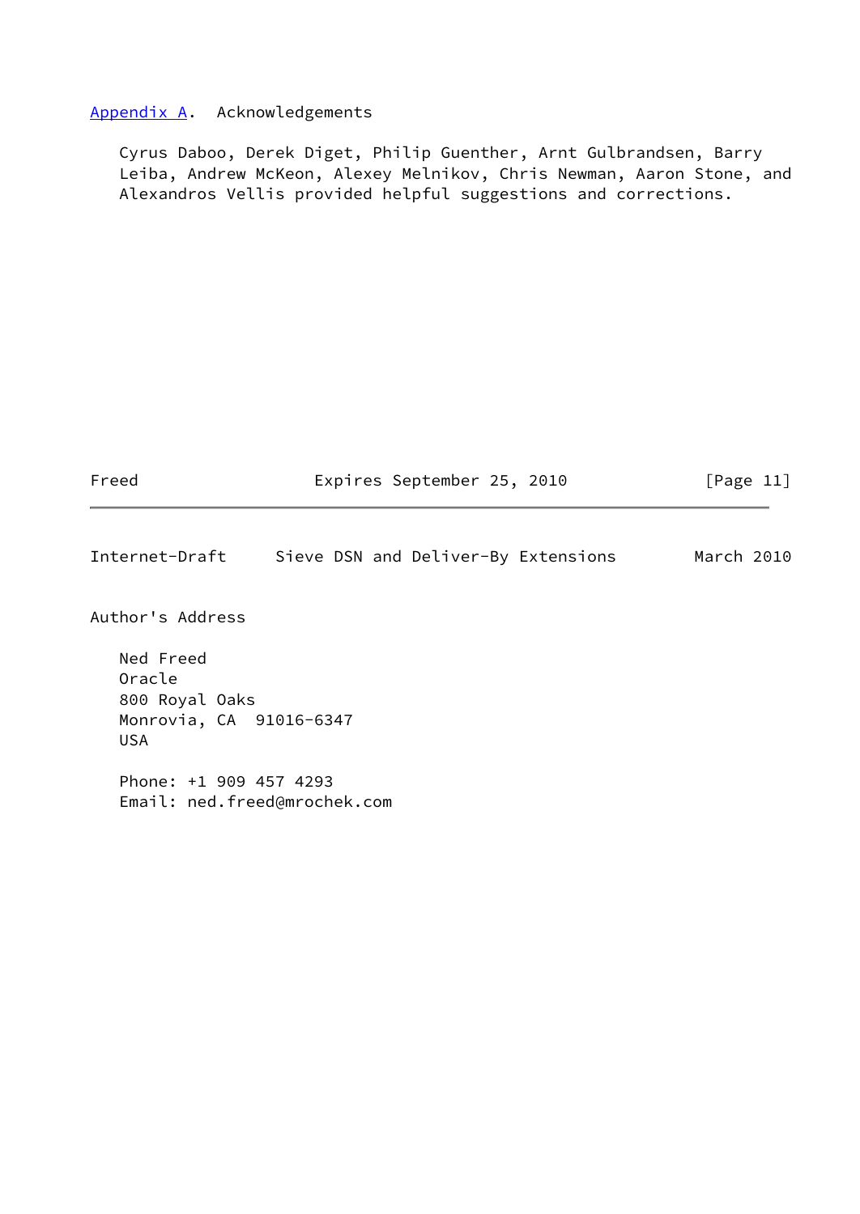## Appendix A. Acknowledgements

Cyrus Daboo, Derek Diget, Philip Guenther, Arnt Gulbrandsen, Barry Leiba, Andrew McKeon, Alexey Melnikov, Chris Newman, Aaron Stone, and Alexandros Vellis provided helpful suggestions and corrections.

## Author's Address

Ned Freed
Oracle
800 Royal Oaks
Monrovia, CA  91016-6347
USA

Phone: +1 909 457 4293
Email: ned.freed@mrochek.com